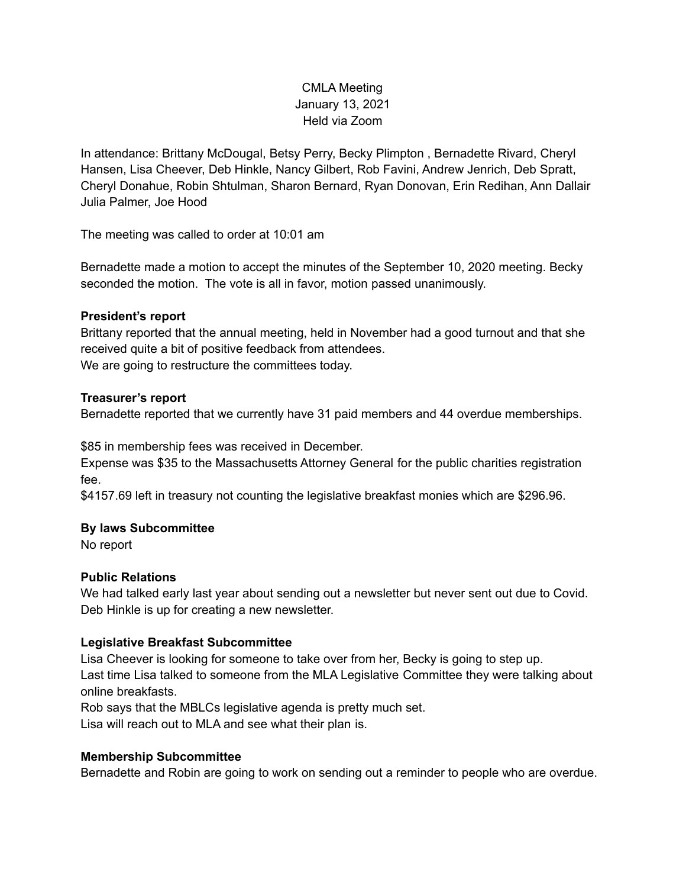CMLA Meeting
January 13, 2021
Held via Zoom

In attendance: Brittany McDougal, Betsy Perry, Becky Plimpton , Bernadette Rivard, Cheryl Hansen, Lisa Cheever, Deb Hinkle, Nancy Gilbert, Rob Favini, Andrew Jenrich, Deb Spratt, Cheryl Donahue, Robin Shtulman, Sharon Bernard, Ryan Donovan, Erin Redihan, Ann Dallair Julia Palmer, Joe Hood

The meeting was called to order at 10:01 am

Bernadette made a motion to accept the minutes of the September 10, 2020 meeting. Becky seconded the motion. The vote is all in favor, motion passed unanimously.

**President's report**

Brittany reported that the annual meeting, held in November had a good turnout and that she received quite a bit of positive feedback from attendees.
We are going to restructure the committees today.

**Treasurer's report**

Bernadette reported that we currently have 31 paid members and 44 overdue memberships.

$85 in membership fees was received in December.
Expense was $35 to the Massachusetts Attorney General for the public charities registration fee.
$4157.69 left in treasury not counting the legislative breakfast monies which are $296.96.

**By laws Subcommittee**

No report

**Public Relations**

We had talked early last year about sending out a newsletter but never sent out due to Covid. Deb Hinkle is up for creating a new newsletter.

**Legislative Breakfast Subcommittee**

Lisa Cheever is looking for someone to take over from her, Becky is going to step up.
Last time Lisa talked to someone from the MLA Legislative Committee they were talking about online breakfasts.
Rob says that the MBLCs legislative agenda is pretty much set.
Lisa will reach out to MLA and see what their plan is.

**Membership Subcommittee**

Bernadette and Robin are going to work on sending out a reminder to people who are overdue.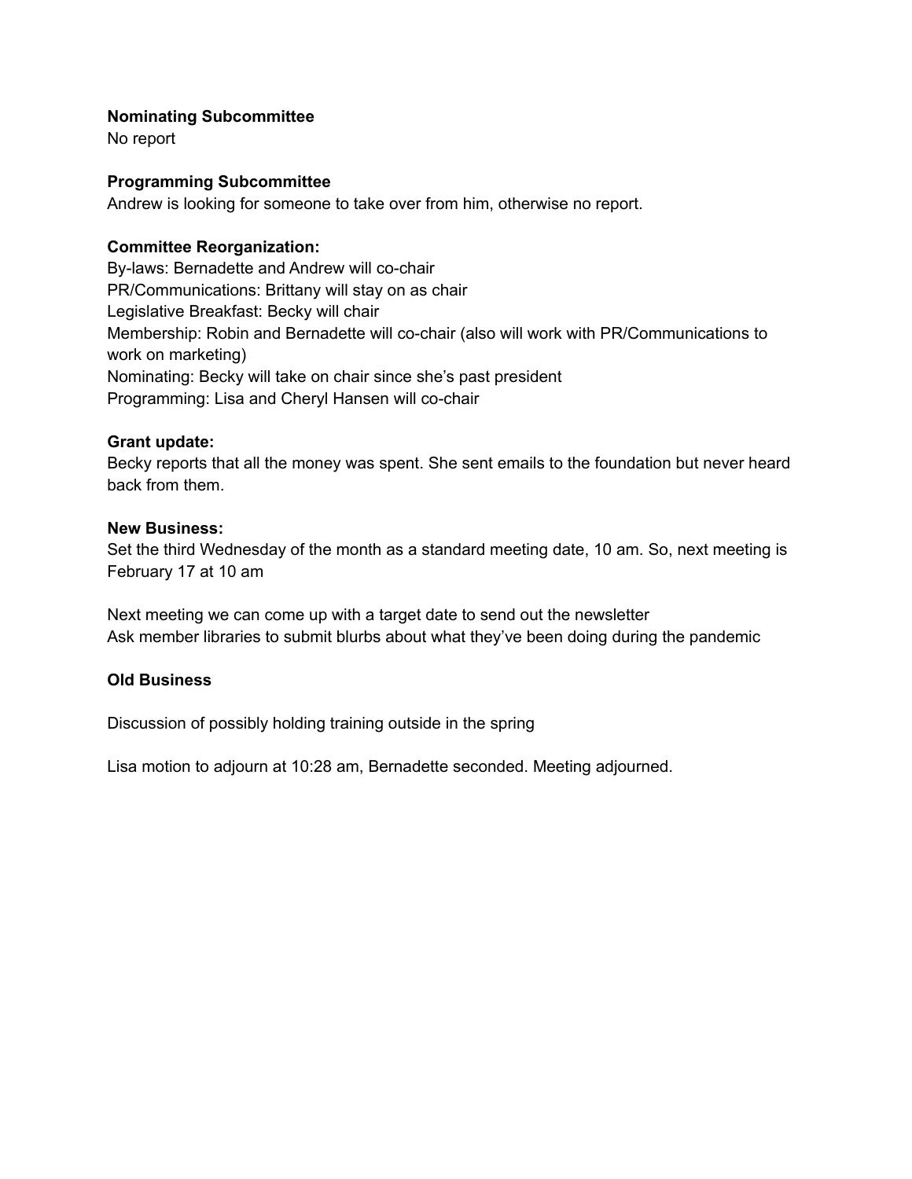**Nominating Subcommittee**
No report

**Programming Subcommittee**
Andrew is looking for someone to take over from him, otherwise no report.

**Committee Reorganization:**
By-laws: Bernadette and Andrew will co-chair
PR/Communications: Brittany will stay on as chair
Legislative Breakfast: Becky will chair
Membership: Robin and Bernadette will co-chair (also will work with PR/Communications to work on marketing)
Nominating: Becky will take on chair since she's past president
Programming: Lisa and Cheryl Hansen will co-chair

**Grant update:**
Becky reports that all the money was spent. She sent emails to the foundation but never heard back from them.

**New Business:**
Set the third Wednesday of the month as a standard meeting date, 10 am. So, next meeting is February 17 at 10 am

Next meeting we can come up with a target date to send out the newsletter
Ask member libraries to submit blurbs about what they've been doing during the pandemic

**Old Business**

Discussion of possibly holding training outside in the spring

Lisa motion to adjourn at 10:28 am, Bernadette seconded. Meeting adjourned.